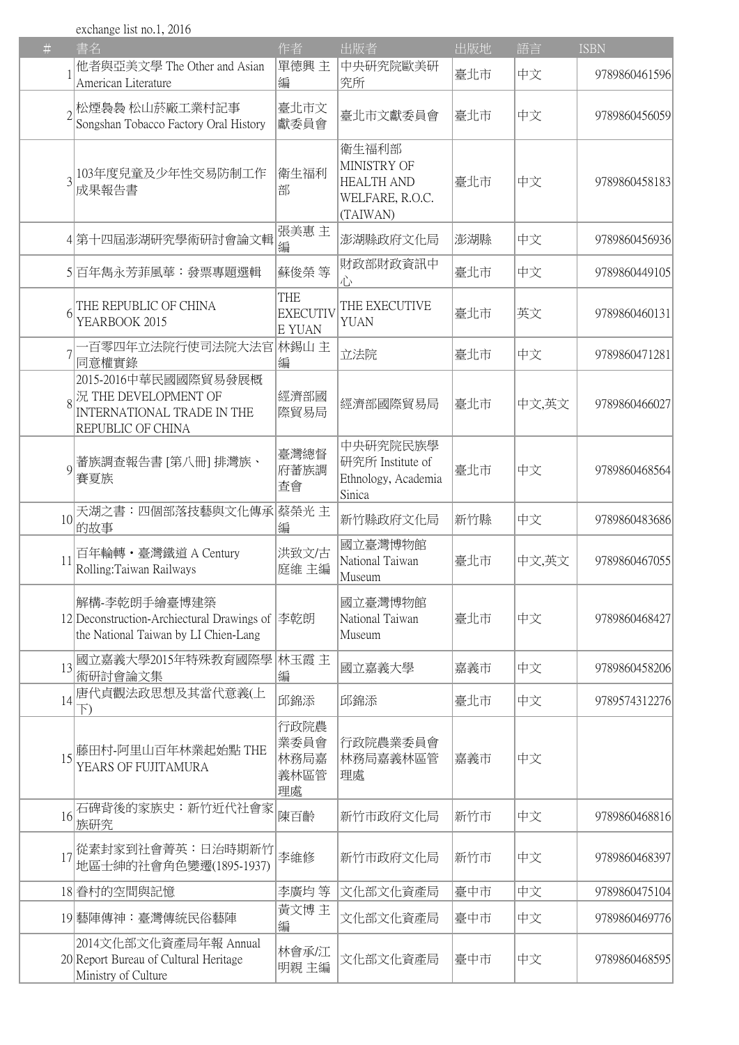exchange list no.1, 2016

| # | 書名 | 作者 | 出版者 | 出版地 | 語言 | ISBN |
|---|---|---|---|---|---|---|
| 1 | 他者與亞美文學 The Other and Asian American Literature | 單德興 主編 | 中央研究院歐美研究所 | 臺北市 | 中文 | 9789860461596 |
| 2 | 松煙裊裊 松山菸廠工業村記事 Songshan Tobacco Factory Oral History | 臺北市文獻委員會 | 臺北市文獻委員會 | 臺北市 | 中文 | 9789860456059 |
| 3 | 103年度兒童及少年性交易防制工作成果報告書 | 衛生福利部 | 衛生福利部 MINISTRY OF HEALTH AND WELFARE, R.O.C. (TAIWAN) | 臺北市 | 中文 | 9789860458183 |
| 4 | 第十四屆澎湖研究學術研討會論文輯 | 張美惠 主編 | 澎湖縣政府文化局 | 澎湖縣 | 中文 | 9789860456936 |
| 5 | 百年雋永芳菲風華：發票專題選輯 | 蘇俊榮 等 | 財政部財政資訊中心 | 臺北市 | 中文 | 9789860449105 |
| 6 | THE REPUBLIC OF CHINA YEARBOOK 2015 | THE EXECUTIVE YUAN | THE EXECUTIVE YUAN | 臺北市 | 英文 | 9789860460131 |
| 7 | 一百零四年立法院行使司法院大法官同意權實錄 | 林錫山 主編 | 立法院 | 臺北市 | 中文 | 9789860471281 |
| 8 | 2015-2016中華民國國際貿易發展概況 THE DEVELOPMENT OF INTERNATIONAL TRADE IN THE REPUBLIC OF CHINA | 經濟部國際貿易局 | 經濟部國際貿易局 | 臺北市 | 中文,英文 | 9789860466027 |
| 9 | 蕃族調查報告書 [第八冊] 排灣族、賽夏族 | 臺灣總督府蕃族調查會 | 中央研究院民族學研究所 Institute of Ethnology, Academia Sinica | 臺北市 | 中文 | 9789860468564 |
| 10 | 天湖之書：四個部落技藝與文化傳承的故事 | 蔡榮光 主編 | 新竹縣政府文化局 | 新竹縣 | 中文 | 9789860483686 |
| 11 | 百年輪轉・臺灣鐵道 A Century Rolling:Taiwan Railways | 洪致文/古庭維 主編 | 國立臺灣博物館 National Taiwan Museum | 臺北市 | 中文,英文 | 9789860467055 |
| 12 | 解構-李乾朗手繪臺博建築 Deconstruction-Archiectural Drawings of the National Taiwan by LI Chien-Lang | 李乾朗 | 國立臺灣博物館 National Taiwan Museum | 臺北市 | 中文 | 9789860468427 |
| 13 | 國立嘉義大學2015年特殊教育國際學術研討會論文集 | 林玉霞 主編 | 國立嘉義大學 | 嘉義市 | 中文 | 9789860458206 |
| 14 | 唐代貞觀法政思想及其當代意義(上下) | 邱錦添 | 邱錦添 | 臺北市 | 中文 | 9789574312276 |
| 15 | 藤田村-阿里山百年林業起始點 THE YEARS OF FUJITAMURA | 行政院農業委員會林務局嘉義林區管理處 | 行政院農業委員會林務局嘉義林區管理處 | 嘉義市 | 中文 | |
| 16 | 石碑背後的家族史：新竹近代社會家族研究 | 陳百齡 | 新竹市政府文化局 | 新竹市 | 中文 | 9789860468816 |
| 17 | 從素封家到社會菁英：日治時期新竹地區士紳的社會角色變遷(1895-1937) | 李維修 | 新竹市政府文化局 | 新竹市 | 中文 | 9789860468397 |
| 18 | 眷村的空間與記憶 | 李廣均 等 | 文化部文化資產局 | 臺中市 | 中文 | 9789860475104 |
| 19 | 藝陣傳神：臺灣傳統民俗藝陣 | 黃文博 主編 | 文化部文化資產局 | 臺中市 | 中文 | 9789860469776 |
| 20 | 2014文化部文化資產局年報 Annual Report Bureau of Cultural Heritage Ministry of Culture | 林會承/江明親 主編 | 文化部文化資產局 | 臺中市 | 中文 | 9789860468595 |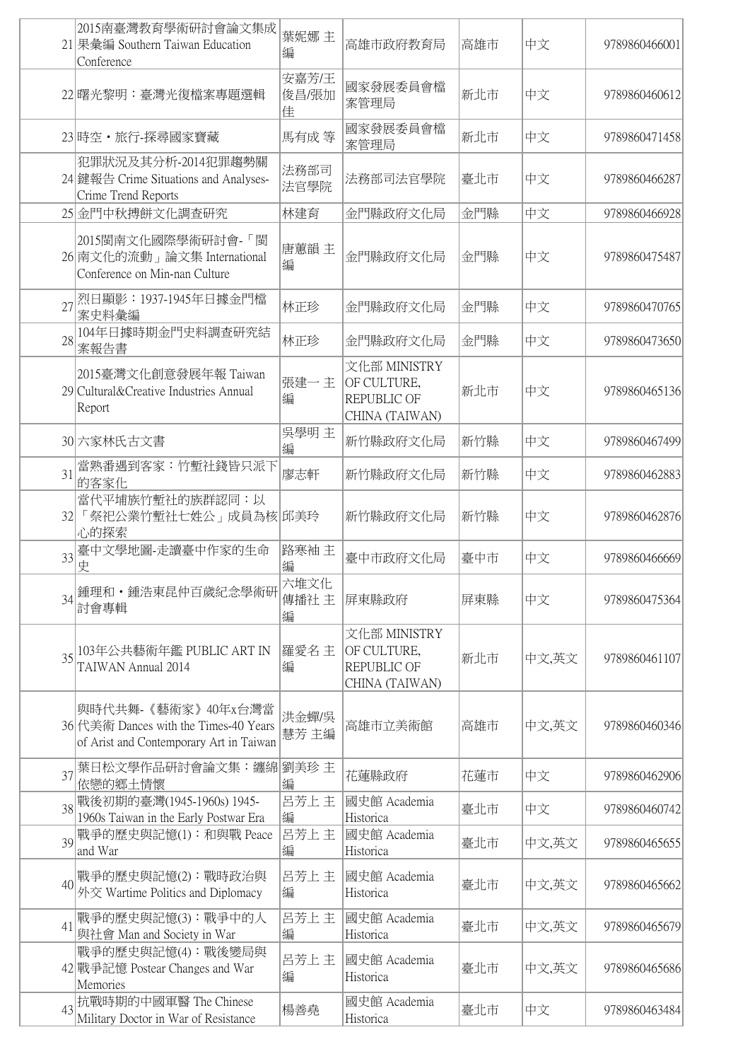| | | | | | | |
|---|---|---|---|---|---|---|
| 21 | 2015南臺灣教育學術研討會論文集成果彙編 Southern Taiwan Education Conference | 葉妮娜 主編 | 高雄市政府教育局 | 高雄市 | 中文 | 9789860466001 |
| 22 | 曙光黎明：臺灣光復檔案專題選輯 | 安嘉芳/王俊昌/張加佳 | 國家發展委員會檔案管理局 | 新北市 | 中文 | 9789860460612 |
| 23 | 時空・旅行-探尋國家寶藏 | 馬有成 等 | 國家發展委員會檔案管理局 | 新北市 | 中文 | 9789860471458 |
| 24 | 犯罪狀況及其分析-2014犯罪趨勢關鍵報告 Crime Situations and Analyses-Crime Trend Reports | 法務部司法官學院 | 法務部司法官學院 | 臺北市 | 中文 | 9789860466287 |
| 25 | 金門中秋搏餅文化調查研究 | 林建育 | 金門縣政府文化局 | 金門縣 | 中文 | 9789860466928 |
| 26 | 2015閩南文化國際學術研討會-「閩南文化的流動」論文集 International Conference on Min-nan Culture | 唐蕙韻 主編 | 金門縣政府文化局 | 金門縣 | 中文 | 9789860475487 |
| 27 | 烈日顯影：1937-1945年日據金門檔案史料彙編 | 林正珍 | 金門縣政府文化局 | 金門縣 | 中文 | 9789860470765 |
| 28 | 104年日據時期金門史料調查研究結案報告書 | 林正珍 | 金門縣政府文化局 | 金門縣 | 中文 | 9789860473650 |
| 29 | 2015臺灣文化創意發展年報 Taiwan Cultural&Creative Industries Annual Report | 張建一 主編 | 文化部 MINISTRY OF CULTURE, REPUBLIC OF CHINA (TAIWAN) | 新北市 | 中文 | 9789860465136 |
| 30 | 六家林氏古文書 | 吳學明 主編 | 新竹縣政府文化局 | 新竹縣 | 中文 | 9789860467499 |
| 31 | 當熟番遇到客家：竹塹社錢皆只派下的客家化 | 廖志軒 | 新竹縣政府文化局 | 新竹縣 | 中文 | 9789860462883 |
| 32 | 當代平埔族竹塹社的族群認同：以「祭祀公業竹塹社七姓公」成員為核心的探索 | 邱美玲 | 新竹縣政府文化局 | 新竹縣 | 中文 | 9789860462876 |
| 33 | 臺中文學地圖-走讀臺中作家的生命史 | 路寒袖 主編 | 臺中市政府文化局 | 臺中市 | 中文 | 9789860466669 |
| 34 | 鍾理和・鍾浩東昆仲百歲紀念學術研討會專輯 | 六堆文化傳播社 主編 | 屏東縣政府 | 屏東縣 | 中文 | 9789860475364 |
| 35 | 103年公共藝術年鑑 PUBLIC ART IN TAIWAN Annual 2014 | 羅愛名 主編 | 文化部 MINISTRY OF CULTURE, REPUBLIC OF CHINA (TAIWAN) | 新北市 | 中文,英文 | 9789860461107 |
| 36 | 與時代共舞-《藝術家》40年x台灣當代美術 Dances with the Times-40 Years of Arist and Contemporary Art in Taiwan | 洪金蟬/吳慧芳 主編 | 高雄市立美術館 | 高雄市 | 中文,英文 | 9789860460346 |
| 37 | 葉日松文學作品研討會論文集：纏綿依戀的鄉土情懷 | 劉美珍 主編 | 花蓮縣政府 | 花蓮市 | 中文 | 9789860462906 |
| 38 | 戰後初期的臺灣(1945-1960s) 1945-1960s Taiwan in the Early Postwar Era | 呂芳上 主編 | 國史館 Academia Historica | 臺北市 | 中文 | 9789860460742 |
| 39 | 戰爭的歷史與記憶(1)：和與戰 Peace and War | 呂芳上 主編 | 國史館 Academia Historica | 臺北市 | 中文,英文 | 9789860465655 |
| 40 | 戰爭的歷史與記憶(2)：戰時政治與外交 Wartime Politics and Diplomacy | 呂芳上 主編 | 國史館 Academia Historica | 臺北市 | 中文,英文 | 9789860465662 |
| 41 | 戰爭的歷史與記憶(3)：戰爭中的人與社會 Man and Society in War | 呂芳上 主編 | 國史館 Academia Historica | 臺北市 | 中文,英文 | 9789860465679 |
| 42 | 戰爭的歷史與記憶(4)：戰後變局與戰爭記憶 Postear Changes and War Memories | 呂芳上 主編 | 國史館 Academia Historica | 臺北市 | 中文,英文 | 9789860465686 |
| 43 | 抗戰時期的中國軍醫 The Chinese Military Doctor in War of Resistance | 楊善堯 | 國史館 Academia Historica | 臺北市 | 中文 | 9789860463484 |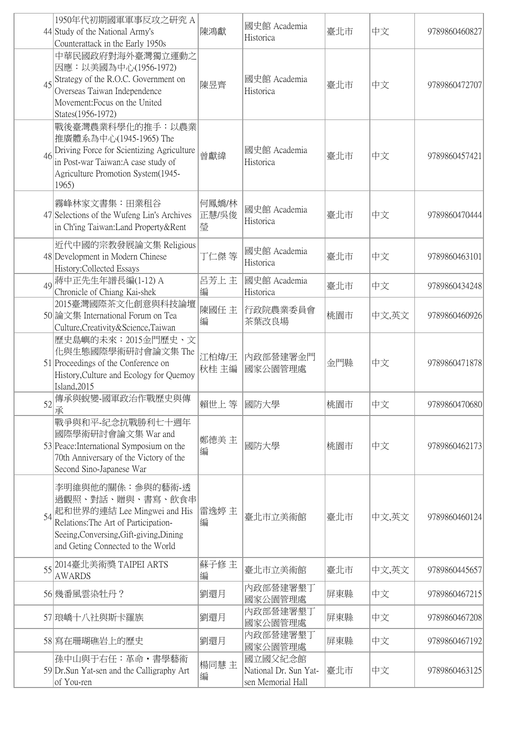| 44 | 1950年代初期國軍軍事反攻之研究 A Study of the National Army's Counterattack in the Early 1950s | 陳鴻獻 | 國史館 Academia Historica | 臺北市 | 中文 | 9789860460827 |
|---|---|---|---|---|---|---|
| 45 | 中華民國政府對海外臺灣獨立運動之因應：以美國為中心(1956-1972) Strategy of the R.O.C. Government on Overseas Taiwan Independence Movement:Focus on the United States(1956-1972) | 陳昱齊 | 國史館 Academia Historica | 臺北市 | 中文 | 9789860472707 |
| 46 | 戰後臺灣農業科學化的推手：以農業推廣體系為中心(1945-1965) The Driving Force for Scientizing Agriculture in Post-war Taiwan:A case study of Agriculture Promotion System(1945-1965) | 曾獻緯 | 國史館 Academia Historica | 臺北市 | 中文 | 9789860457421 |
| 47 | 霧峰林家文書集：田業租谷 Selections of the Wufeng Lin's Archives in Ch'ing Taiwan:Land Property&Rent | 何鳳嬌/林正慧/吳俊瑩 | 國史館 Academia Historica | 臺北市 | 中文 | 9789860470444 |
| 48 | 近代中國的宗教發展論文集 Religious Development in Modern Chinese History:Collected Essays | 丁仁傑 等 | 國史館 Academia Historica | 臺北市 | 中文 | 9789860463101 |
| 49 | 蔣中正先生年譜長編(1-12) A Chronicle of Chiang Kai-shek | 呂芳上 主編 | 國史館 Academia Historica | 臺北市 | 中文 | 9789860434248 |
| 50 | 2015臺灣國際茶文化創意與科技論壇論文集 International Forum on Tea Culture,Creativity&Science,Taiwan | 陳國任 主編 | 行政院農業委員會茶葉改良場 | 桃園市 | 中文,英文 | 9789860460926 |
| 51 | 歷史島嶼的未來：2015金門歷史、文化與生態國際學術研討會論文集 The Proceedings of the Conference on History,Culture and Ecology for Quemoy Island,2015 | 江柏煒/王秋桂 主編 | 內政部營建署金門國家公園管理處 | 金門縣 | 中文 | 9789860471878 |
| 52 | 傳承與蛻變-國軍政治作戰歷史與傳承 | 賴世上 等 | 國防大學 | 桃園市 | 中文 | 9789860470680 |
| 53 | 戰爭與和平-紀念抗戰勝利七十週年國際學術研討會論文集 War and Peace:International Symposium on the 70th Anniversary of the Victory of the Second Sino-Japanese War | 鄭德美 主編 | 國防大學 | 桃園市 | 中文 | 9789860462173 |
| 54 | 李明維與他的關係：參與的藝術-透過觀照、對話、贈與、書寫、飲食串起和世界的連結 Lee Mingwei and His Relations:The Art of Participation-Seeing,Conversing,Gift-giving,Dining and Geting Connected to the World | 雷逸婷 主編 | 臺北市立美術館 | 臺北市 | 中文,英文 | 9789860460124 |
| 55 | 2014臺北美術獎 TAIPEI ARTS AWARDS | 蘇子修 主編 | 臺北市立美術館 | 臺北市 | 中文,英文 | 9789860445657 |
| 56 | 幾番風雲染牡丹？ | 劉還月 | 內政部營建署墾丁國家公園管理處 | 屏東縣 | 中文 | 9789860467215 |
| 57 | 琅嶠十八社與斯卡羅族 | 劉還月 | 內政部營建署墾丁國家公園管理處 | 屏東縣 | 中文 | 9789860467208 |
| 58 | 寫在珊瑚礁岩上的歷史 | 劉還月 | 內政部營建署墾丁國家公園管理處 | 屏東縣 | 中文 | 9789860467192 |
| 59 | 孫中山與于右任：革命・書學藝術 Dr.Sun Yat-sen and the Calligraphy Art of You-ren | 楊同慧 主編 | 國立國父紀念館 National Dr. Sun Yat-sen Memorial Hall | 臺北市 | 中文 | 9789860463125 |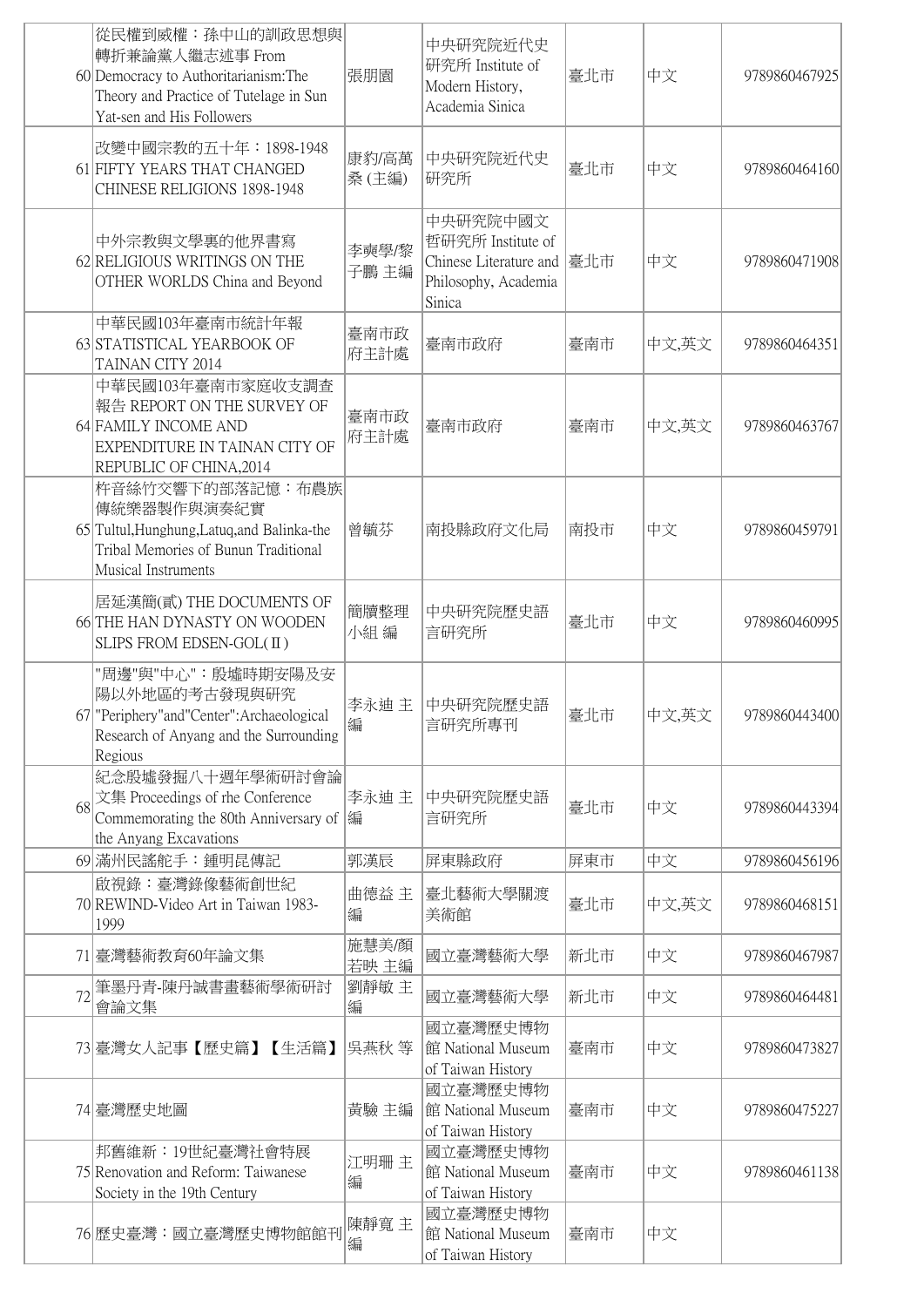| | | | | | | |
|---|---|---|---|---|---|---|
| 60 | 從民權到威權：孫中山的訓政思想與轉折兼論黨人繼志述事 From Democracy to Authoritarianism:The Theory and Practice of Tutelage in Sun Yat-sen and His Followers | 張朋園 | 中央研究院近代史研究所 Institute of Modern History, Academia Sinica | 臺北市 | 中文 | 9789860467925 |
| 61 | 改變中國宗教的五十年：1898-1948 FIFTY YEARS THAT CHANGED CHINESE RELIGIONS 1898-1948 | 康豹/高萬桑 (主編) | 中央研究院近代史研究所 | 臺北市 | 中文 | 9789860464160 |
| 62 | 中外宗教與文學裏的他界書寫 RELIGIOUS WRITINGS ON THE OTHER WORLDS China and Beyond | 李奭學/黎子鵬 主編 | 中央研究院中國文哲研究所 Institute of Chinese Literature and Philosophy, Academia Sinica | 臺北市 | 中文 | 9789860471908 |
| 63 | 中華民國103年臺南市統計年報 STATISTICAL YEARBOOK OF TAINAN CITY 2014 | 臺南市政府主計處 | 臺南市政府 | 臺南市 | 中文,英文 | 9789860464351 |
| 64 | 中華民國103年臺南市家庭收支調查報告 REPORT ON THE SURVEY OF FAMILY INCOME AND EXPENDITURE IN TAINAN CITY OF REPUBLIC OF CHINA,2014 | 臺南市政府主計處 | 臺南市政府 | 臺南市 | 中文,英文 | 9789860463767 |
| 65 | 杵音絲竹交響下的部落記憶：布農族傳統樂器製作與演奏紀實 Tultul,Hunghung,Latuq,and Balinka-the Tribal Memories of Bunun Traditional Musical Instruments | 曾毓芬 | 南投縣政府文化局 | 南投市 | 中文 | 9789860459791 |
| 66 | 居延漢簡(貳) THE DOCUMENTS OF THE HAN DYNASTY ON WOODEN SLIPS FROM EDSEN-GOL(Ⅱ) | 簡牘整理小組 編 | 中央研究院歷史語言研究所 | 臺北市 | 中文 | 9789860460995 |
| 67 | "周邊"與"中心"：殷墟時期安陽及安陽以外地區的考古發現與研究 "Periphery"and"Center":Archaeological Research of Anyang and the Surrounding Regious | 李永迪 主編 | 中央研究院歷史語言研究所專刊 | 臺北市 | 中文,英文 | 9789860443400 |
| 68 | 紀念殷墟發掘八十週年學術研討會論文集 Proceedings of rhe Conference Commemorating the 80th Anniversary of the Anyang Excavations | 李永迪 主編 | 中央研究院歷史語言研究所 | 臺北市 | 中文 | 9789860443394 |
| 69 | 滿州民謠舵手：鍾明昆傳記 | 郭漢辰 | 屏東縣政府 | 屏東市 | 中文 | 9789860456196 |
| 70 | 啟視錄：臺灣錄像藝術創世紀 REWIND-Video Art in Taiwan 1983-1999 | 曲德益 主編 | 臺北藝術大學關渡美術館 | 臺北市 | 中文,英文 | 9789860468151 |
| 71 | 臺灣藝術教育60年論文集 | 施慧美/顏若映 主編 | 國立臺灣藝術大學 | 新北市 | 中文 | 9789860467987 |
| 72 | 筆墨丹青-陳丹誠書畫藝術學術研討會論文集 | 劉靜敏 主編 | 國立臺灣藝術大學 | 新北市 | 中文 | 9789860464481 |
| 73 | 臺灣女人記事【歷史篇】【生活篇】 | 吳燕秋 等 | 國立臺灣歷史博物館 National Museum of Taiwan History | 臺南市 | 中文 | 9789860473827 |
| 74 | 臺灣歷史地圖 | 黃驗 主編 | 國立臺灣歷史博物館 National Museum of Taiwan History | 臺南市 | 中文 | 9789860475227 |
| 75 | 邦舊維新：19世紀臺灣社會特展 Renovation and Reform: Taiwanese Society in the 19th Century | 江明珊 主編 | 國立臺灣歷史博物館 National Museum of Taiwan History | 臺南市 | 中文 | 9789860461138 |
| 76 | 歷史臺灣：國立臺灣歷史博物館館刊 | 陳靜寬 主編 | 國立臺灣歷史博物館 National Museum of Taiwan History | 臺南市 | 中文 | |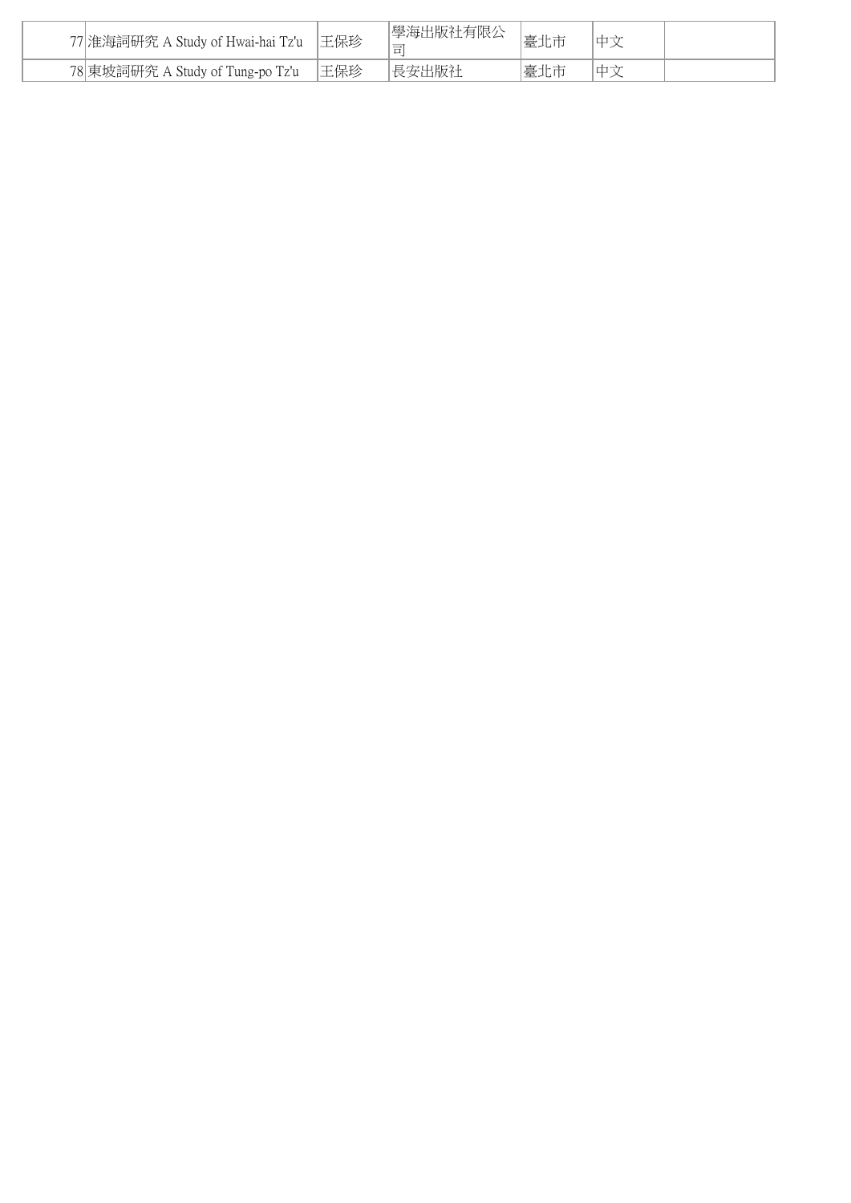| | | | | | | |
|---|---|---|---|---|---|---|
| 77 | 淮海詞研究 A Study of Hwai-hai Tz'u | 王保珍 | 學海出版社有限公司 | 臺北市 | 中文 | |
| 78 | 東坡詞研究 A Study of Tung-po Tz'u | 王保珍 | 長安出版社 | 臺北市 | 中文 | |